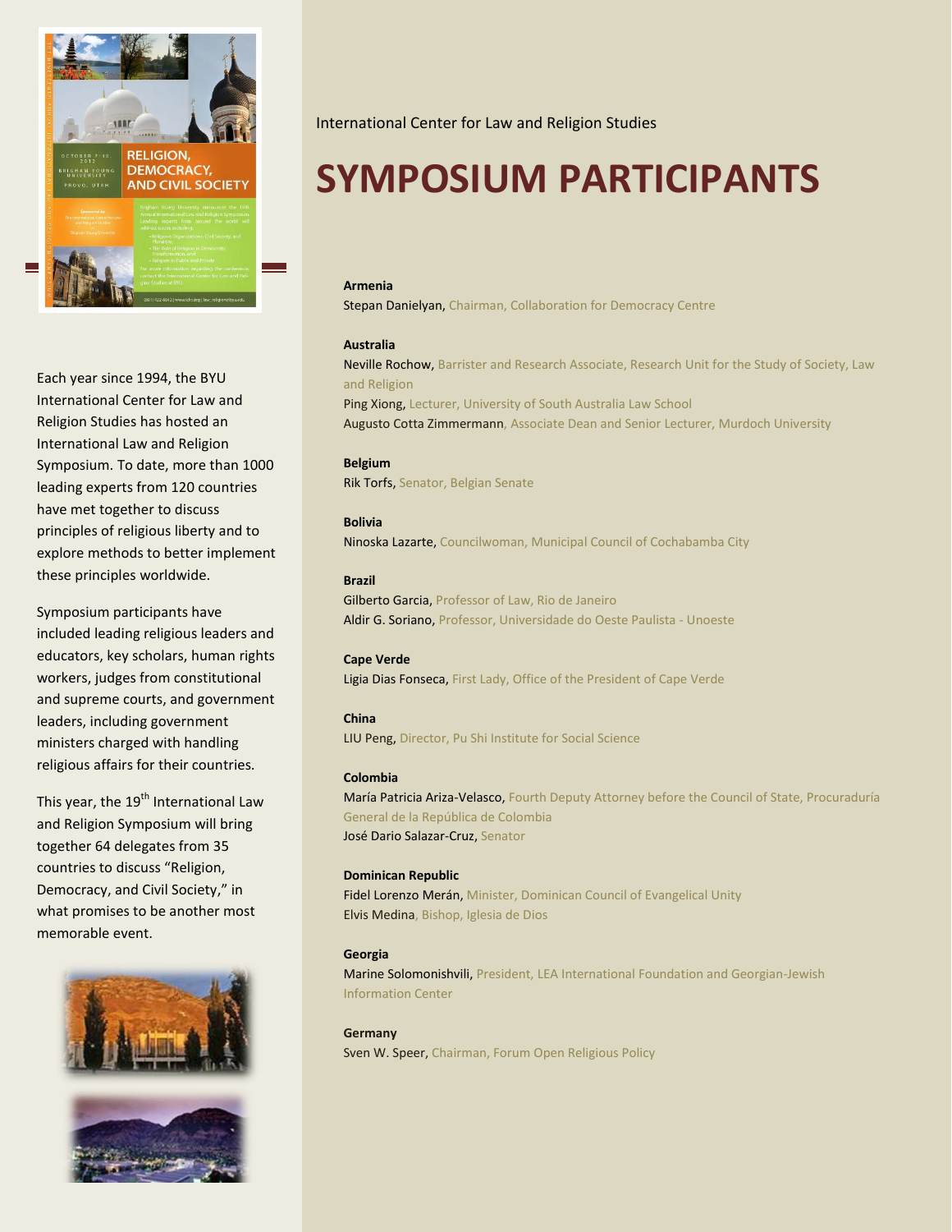International Center for Law and Religion Studies

# SYMPOSIUM PARTICIPANTS

Each year since 1994, the BYU International Center for Law and Religion Studies has hosted an International Law and Religion Symposium. To date, more than 1000 leading experts from 120 countries have met together to discuss principles of religious liberty and to explore methods to better implement these principles worldwide.

Symposium participants have included leading religious leaders and educators, key scholars, human rights workers, judges from constitutional and supreme courts, and government leaders, including government ministers charged with handling religious affairs for their countries.

This year, the 19th International Law and Religion Symposium will bring together 64 delegates from 35 countries to discuss "Religion, Democracy, and Civil Society," in what promises to be another most memorable event.

**Armenia**
Stepan Danielyan, Chairman, Collaboration for Democracy Centre

**Australia**
Neville Rochow, Barrister and Research Associate, Research Unit for the Study of Society, Law and Religion
Ping Xiong, Lecturer, University of South Australia Law School
Augusto Cotta Zimmermann, Associate Dean and Senior Lecturer, Murdoch University

**Belgium**
Rik Torfs, Senator, Belgian Senate

**Bolivia**
Ninoska Lazarte, Councilwoman, Municipal Council of Cochabamba City

**Brazil**
Gilberto Garcia, Professor of Law, Rio de Janeiro
Aldir G. Soriano, Professor, Universidade do Oeste Paulista - Unoeste

**Cape Verde**
Ligia Dias Fonseca, First Lady, Office of the President of Cape Verde

**China**
LIU Peng, Director, Pu Shi Institute for Social Science

**Colombia**
María Patricia Ariza-Velasco, Fourth Deputy Attorney before the Council of State, Procuraduría General de la República de Colombia
José Dario Salazar-Cruz, Senator

**Dominican Republic**
Fidel Lorenzo Merán, Minister, Dominican Council of Evangelical Unity
Elvis Medina, Bishop, Iglesia de Dios

**Georgia**
Marine Solomonishvili, President, LEA International Foundation and Georgian-Jewish Information Center

**Germany**
Sven W. Speer, Chairman, Forum Open Religious Policy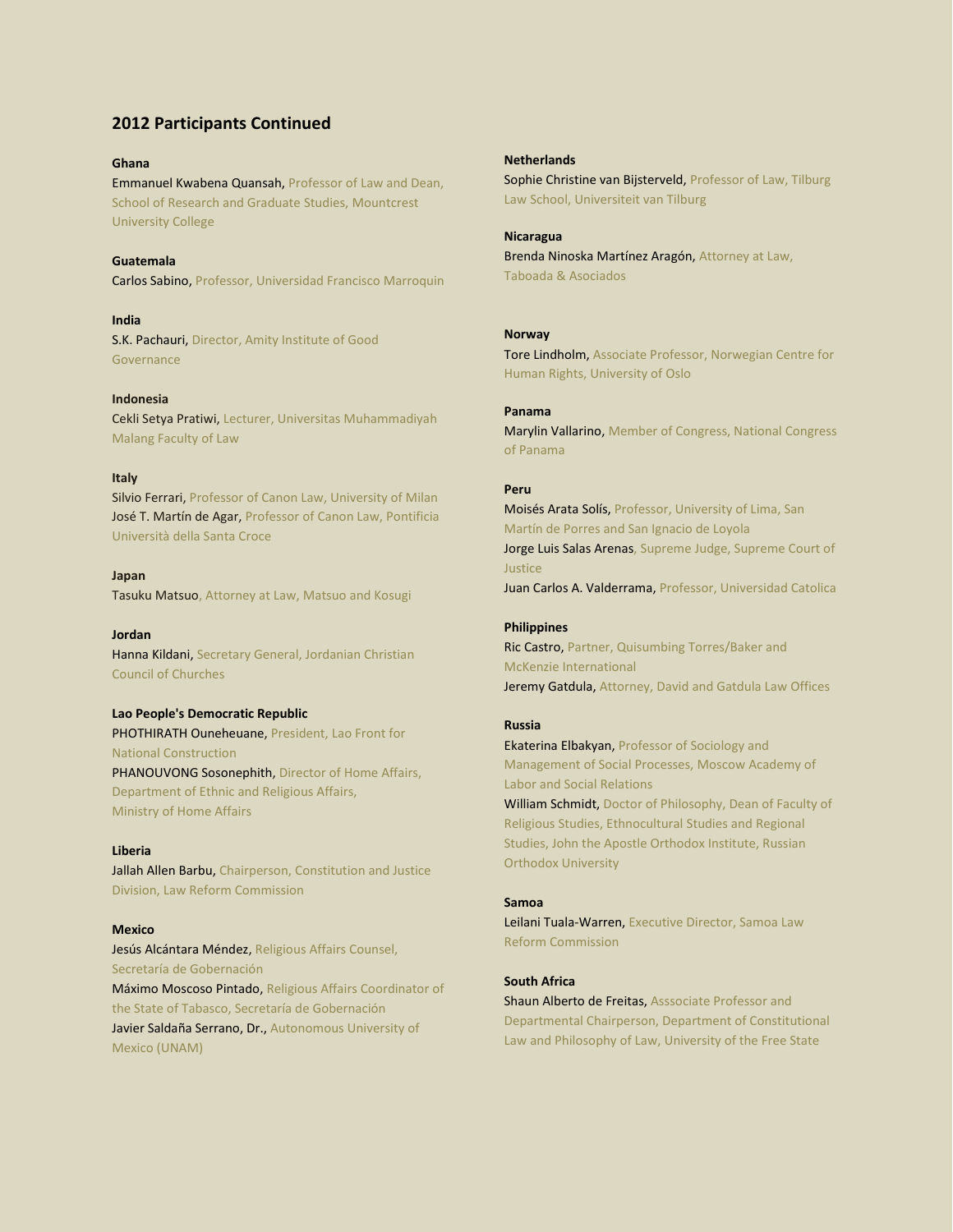## 2012 Participants Continued

**Ghana**

Emmanuel Kwabena Quansah, Professor of Law and Dean, School of Research and Graduate Studies, Mountcrest University College

**Guatemala**

Carlos Sabino, Professor, Universidad Francisco Marroquin

**India**

S.K. Pachauri, Director, Amity Institute of Good Governance

**Indonesia**

Cekli Setya Pratiwi, Lecturer, Universitas Muhammadiyah Malang Faculty of Law

**Italy**

Silvio Ferrari, Professor of Canon Law, University of Milan
José T. Martín de Agar, Professor of Canon Law, Pontificia Università della Santa Croce

**Japan**

Tasuku Matsuo, Attorney at Law, Matsuo and Kosugi

**Jordan**

Hanna Kildani, Secretary General, Jordanian Christian Council of Churches

**Lao People's Democratic Republic**

PHOTHIRATH Ouneheuane, President, Lao Front for National Construction
PHANOUVONG Sosonephith, Director of Home Affairs, Department of Ethnic and Religious Affairs, Ministry of Home Affairs

**Liberia**

Jallah Allen Barbu, Chairperson, Constitution and Justice Division, Law Reform Commission

**Mexico**

Jesús Alcántara Méndez, Religious Affairs Counsel, Secretaría de Gobernación
Máximo Moscoso Pintado, Religious Affairs Coordinator of the State of Tabasco, Secretaría de Gobernación
Javier Saldaña Serrano, Dr., Autonomous University of Mexico (UNAM)

**Netherlands**

Sophie Christine van Bijsterveld, Professor of Law, Tilburg Law School, Universiteit van Tilburg

**Nicaragua**

Brenda Ninoska Martínez Aragón, Attorney at Law, Taboada & Asociados

**Norway**

Tore Lindholm, Associate Professor, Norwegian Centre for Human Rights, University of Oslo

**Panama**

Marylin Vallarino, Member of Congress, National Congress of Panama

**Peru**

Moisés Arata Solís, Professor, University of Lima, San Martín de Porres and San Ignacio de Loyola
Jorge Luis Salas Arenas, Supreme Judge, Supreme Court of Justice
Juan Carlos A. Valderrama, Professor, Universidad Catolica

**Philippines**

Ric Castro, Partner, Quisumbing Torres/Baker and McKenzie International
Jeremy Gatdula, Attorney, David and Gatdula Law Offices

**Russia**

Ekaterina Elbakyan, Professor of Sociology and Management of Social Processes, Moscow Academy of Labor and Social Relations
William Schmidt, Doctor of Philosophy, Dean of Faculty of Religious Studies, Ethnocultural Studies and Regional Studies, John the Apostle Orthodox Institute, Russian Orthodox University

**Samoa**

Leilani Tuala-Warren, Executive Director, Samoa Law Reform Commission

**South Africa**

Shaun Alberto de Freitas, Asssociate Professor and Departmental Chairperson, Department of Constitutional Law and Philosophy of Law, University of the Free State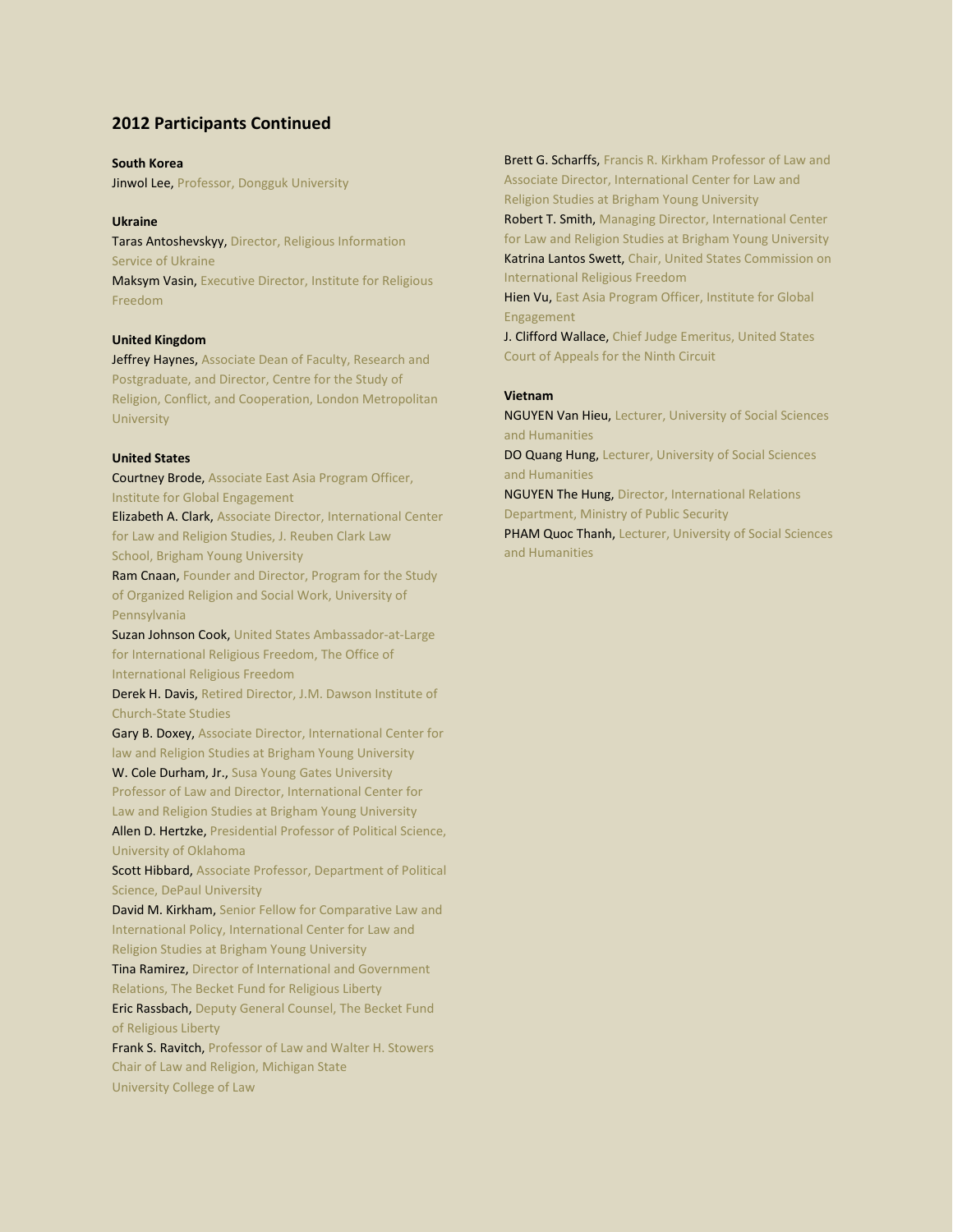## 2012 Participants Continued

**South Korea**

Jinwol Lee, Professor, Dongguk University

**Ukraine**

Taras Antoshevskyy, Director, Religious Information Service of Ukraine

Maksym Vasin, Executive Director, Institute for Religious Freedom

**United Kingdom**

Jeffrey Haynes, Associate Dean of Faculty, Research and Postgraduate, and Director, Centre for the Study of Religion, Conflict, and Cooperation, London Metropolitan University

**United States**

Courtney Brode, Associate East Asia Program Officer, Institute for Global Engagement

Elizabeth A. Clark, Associate Director, International Center for Law and Religion Studies, J. Reuben Clark Law School, Brigham Young University

Ram Cnaan, Founder and Director, Program for the Study of Organized Religion and Social Work, University of Pennsylvania

Suzan Johnson Cook, United States Ambassador-at-Large for International Religious Freedom, The Office of International Religious Freedom

Derek H. Davis, Retired Director, J.M. Dawson Institute of Church-State Studies

Gary B. Doxey, Associate Director, International Center for law and Religion Studies at Brigham Young University

W. Cole Durham, Jr., Susa Young Gates University Professor of Law and Director, International Center for Law and Religion Studies at Brigham Young University

Allen D. Hertzke, Presidential Professor of Political Science, University of Oklahoma

Scott Hibbard, Associate Professor, Department of Political Science, DePaul University

David M. Kirkham, Senior Fellow for Comparative Law and International Policy, International Center for Law and Religion Studies at Brigham Young University

Tina Ramirez, Director of International and Government Relations, The Becket Fund for Religious Liberty

Eric Rassbach, Deputy General Counsel, The Becket Fund of Religious Liberty

Frank S. Ravitch, Professor of Law and Walter H. Stowers Chair of Law and Religion, Michigan State University College of Law

Brett G. Scharffs, Francis R. Kirkham Professor of Law and Associate Director, International Center for Law and Religion Studies at Brigham Young University

Robert T. Smith, Managing Director, International Center for Law and Religion Studies at Brigham Young University

Katrina Lantos Swett, Chair, United States Commission on International Religious Freedom

Hien Vu, East Asia Program Officer, Institute for Global Engagement

J. Clifford Wallace, Chief Judge Emeritus, United States Court of Appeals for the Ninth Circuit

**Vietnam**

NGUYEN Van Hieu, Lecturer, University of Social Sciences and Humanities

DO Quang Hung, Lecturer, University of Social Sciences and Humanities

NGUYEN The Hung, Director, International Relations Department, Ministry of Public Security

PHAM Quoc Thanh, Lecturer, University of Social Sciences and Humanities